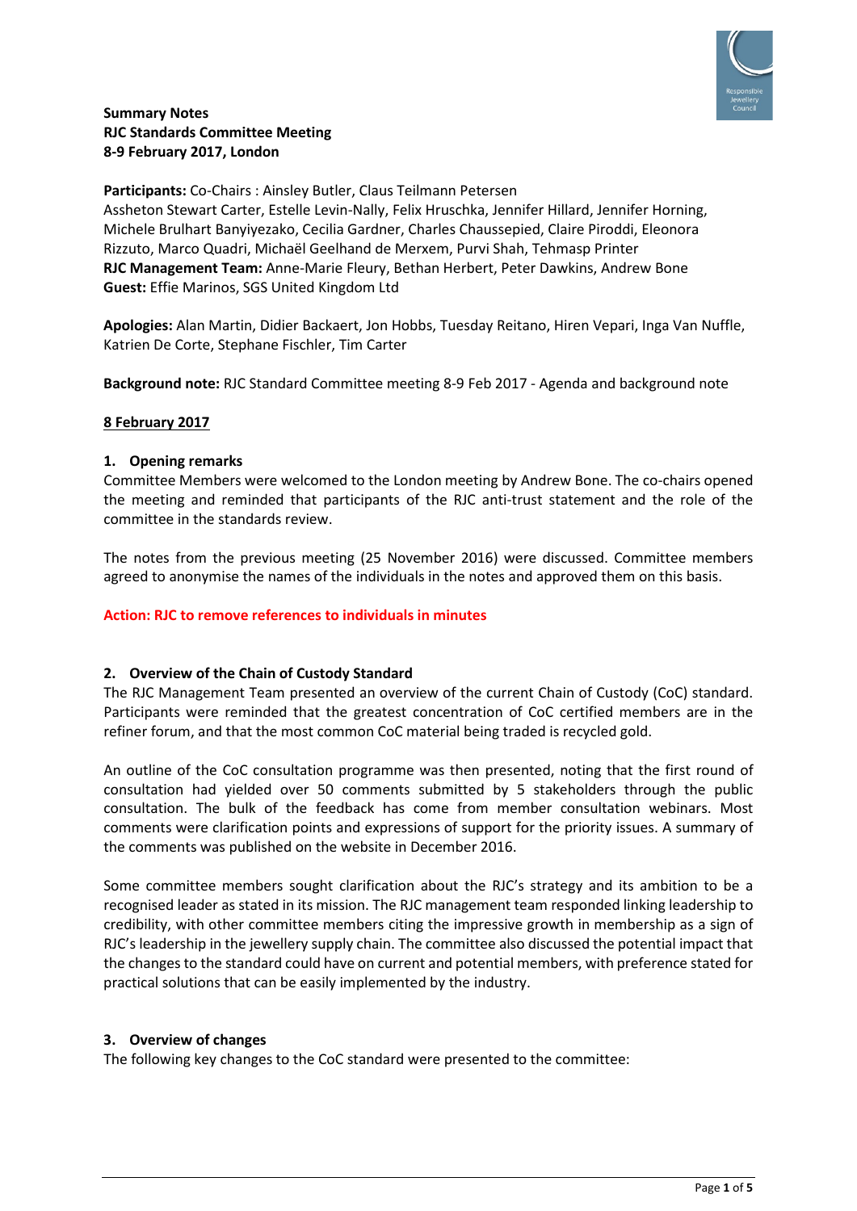**Summary Notes**
**RJC Standards Committee Meeting**
**8-9 February 2017, London**

**Participants:** Co-Chairs : Ainsley Butler, Claus Teilmann Petersen
Assheton Stewart Carter, Estelle Levin-Nally, Felix Hruschka, Jennifer Hillard, Jennifer Horning, Michele Brulhart Banyiyezako, Cecilia Gardner, Charles Chaussepied, Claire Piroddi, Eleonora Rizzuto, Marco Quadri, Michaël Geelhand de Merxem, Purvi Shah, Tehmasp Printer
**RJC Management Team:** Anne-Marie Fleury, Bethan Herbert, Peter Dawkins, Andrew Bone
**Guest:** Effie Marinos, SGS United Kingdom Ltd

**Apologies:** Alan Martin, Didier Backaert, Jon Hobbs, Tuesday Reitano, Hiren Vepari, Inga Van Nuffle, Katrien De Corte, Stephane Fischler, Tim Carter

**Background note:** RJC Standard Committee meeting 8-9 Feb 2017 - Agenda and background note

**8 February 2017**

## 1. Opening remarks

Committee Members were welcomed to the London meeting by Andrew Bone. The co-chairs opened the meeting and reminded that participants of the RJC anti-trust statement and the role of the committee in the standards review.

The notes from the previous meeting (25 November 2016) were discussed. Committee members agreed to anonymise the names of the individuals in the notes and approved them on this basis.

**Action: RJC to remove references to individuals in minutes**

## 2. Overview of the Chain of Custody Standard

The RJC Management Team presented an overview of the current Chain of Custody (CoC) standard. Participants were reminded that the greatest concentration of CoC certified members are in the refiner forum, and that the most common CoC material being traded is recycled gold.

An outline of the CoC consultation programme was then presented, noting that the first round of consultation had yielded over 50 comments submitted by 5 stakeholders through the public consultation. The bulk of the feedback has come from member consultation webinars. Most comments were clarification points and expressions of support for the priority issues. A summary of the comments was published on the website in December 2016.

Some committee members sought clarification about the RJC's strategy and its ambition to be a recognised leader as stated in its mission. The RJC management team responded linking leadership to credibility, with other committee members citing the impressive growth in membership as a sign of RJC's leadership in the jewellery supply chain. The committee also discussed the potential impact that the changes to the standard could have on current and potential members, with preference stated for practical solutions that can be easily implemented by the industry.

## 3. Overview of changes

The following key changes to the CoC standard were presented to the committee: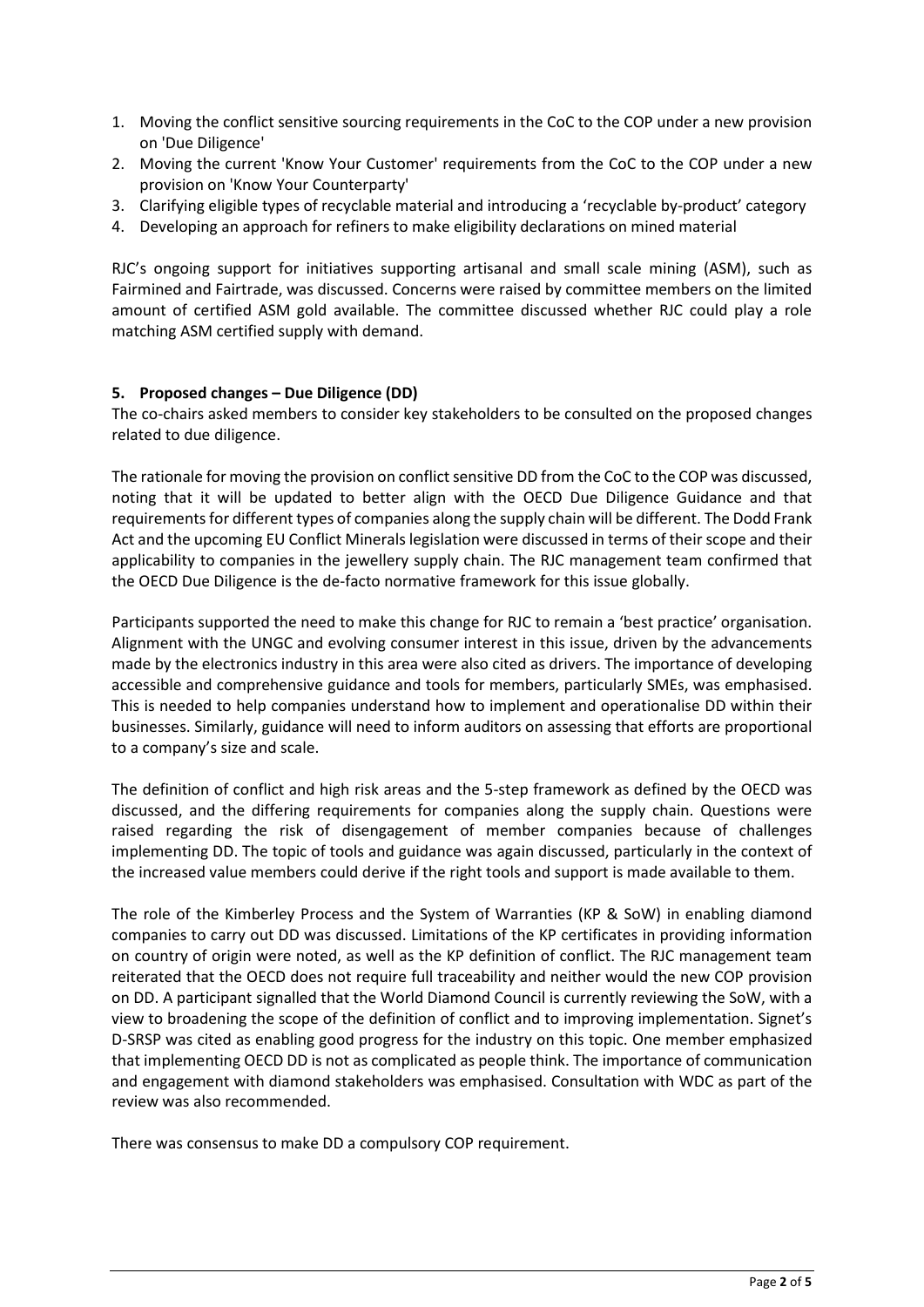1. Moving the conflict sensitive sourcing requirements in the CoC to the COP under a new provision on 'Due Diligence'
2. Moving the current 'Know Your Customer' requirements from the CoC to the COP under a new provision on 'Know Your Counterparty'
3. Clarifying eligible types of recyclable material and introducing a 'recyclable by-product' category
4. Developing an approach for refiners to make eligibility declarations on mined material

RJC's ongoing support for initiatives supporting artisanal and small scale mining (ASM), such as Fairmined and Fairtrade, was discussed. Concerns were raised by committee members on the limited amount of certified ASM gold available. The committee discussed whether RJC could play a role matching ASM certified supply with demand.

**5. Proposed changes – Due Diligence (DD)**

The co-chairs asked members to consider key stakeholders to be consulted on the proposed changes related to due diligence.

The rationale for moving the provision on conflict sensitive DD from the CoC to the COP was discussed, noting that it will be updated to better align with the OECD Due Diligence Guidance and that requirements for different types of companies along the supply chain will be different. The Dodd Frank Act and the upcoming EU Conflict Minerals legislation were discussed in terms of their scope and their applicability to companies in the jewellery supply chain. The RJC management team confirmed that the OECD Due Diligence is the de-facto normative framework for this issue globally.

Participants supported the need to make this change for RJC to remain a 'best practice' organisation. Alignment with the UNGC and evolving consumer interest in this issue, driven by the advancements made by the electronics industry in this area were also cited as drivers. The importance of developing accessible and comprehensive guidance and tools for members, particularly SMEs, was emphasised. This is needed to help companies understand how to implement and operationalise DD within their businesses. Similarly, guidance will need to inform auditors on assessing that efforts are proportional to a company's size and scale.

The definition of conflict and high risk areas and the 5-step framework as defined by the OECD was discussed, and the differing requirements for companies along the supply chain. Questions were raised regarding the risk of disengagement of member companies because of challenges implementing DD. The topic of tools and guidance was again discussed, particularly in the context of the increased value members could derive if the right tools and support is made available to them.

The role of the Kimberley Process and the System of Warranties (KP & SoW) in enabling diamond companies to carry out DD was discussed. Limitations of the KP certificates in providing information on country of origin were noted, as well as the KP definition of conflict. The RJC management team reiterated that the OECD does not require full traceability and neither would the new COP provision on DD. A participant signalled that the World Diamond Council is currently reviewing the SoW, with a view to broadening the scope of the definition of conflict and to improving implementation. Signet's D-SRSP was cited as enabling good progress for the industry on this topic. One member emphasized that implementing OECD DD is not as complicated as people think. The importance of communication and engagement with diamond stakeholders was emphasised. Consultation with WDC as part of the review was also recommended.

There was consensus to make DD a compulsory COP requirement.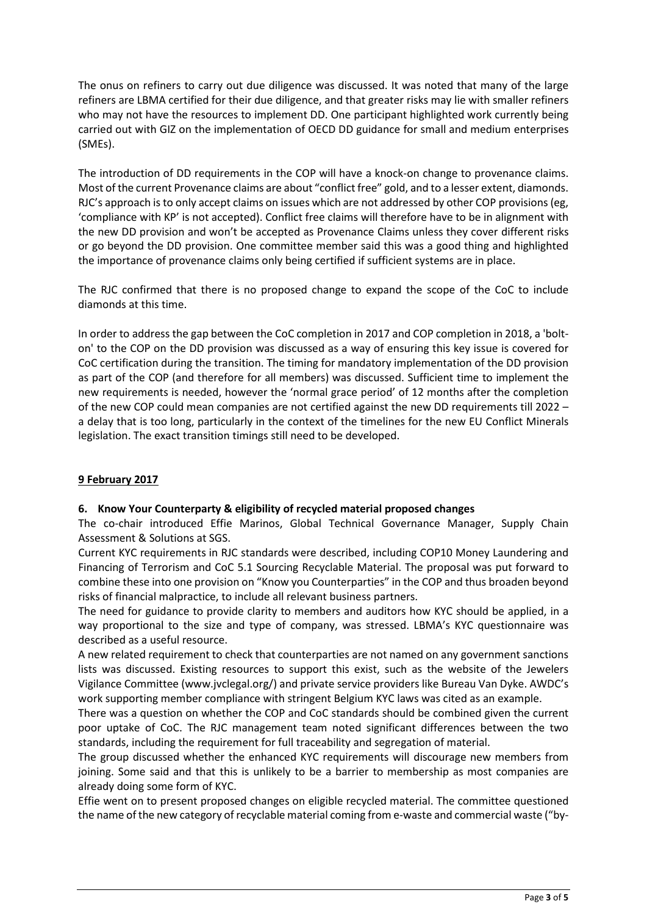The onus on refiners to carry out due diligence was discussed. It was noted that many of the large refiners are LBMA certified for their due diligence, and that greater risks may lie with smaller refiners who may not have the resources to implement DD. One participant highlighted work currently being carried out with GIZ on the implementation of OECD DD guidance for small and medium enterprises (SMEs).

The introduction of DD requirements in the COP will have a knock-on change to provenance claims. Most of the current Provenance claims are about "conflict free" gold, and to a lesser extent, diamonds. RJC's approach is to only accept claims on issues which are not addressed by other COP provisions (eg, 'compliance with KP' is not accepted). Conflict free claims will therefore have to be in alignment with the new DD provision and won't be accepted as Provenance Claims unless they cover different risks or go beyond the DD provision. One committee member said this was a good thing and highlighted the importance of provenance claims only being certified if sufficient systems are in place.

The RJC confirmed that there is no proposed change to expand the scope of the CoC to include diamonds at this time.

In order to address the gap between the CoC completion in 2017 and COP completion in 2018, a 'bolt-on' to the COP on the DD provision was discussed as a way of ensuring this key issue is covered for CoC certification during the transition. The timing for mandatory implementation of the DD provision as part of the COP (and therefore for all members) was discussed. Sufficient time to implement the new requirements is needed, however the 'normal grace period' of 12 months after the completion of the new COP could mean companies are not certified against the new DD requirements till 2022 – a delay that is too long, particularly in the context of the timelines for the new EU Conflict Minerals legislation. The exact transition timings still need to be developed.

**9 February 2017**

**6. Know Your Counterparty & eligibility of recycled material proposed changes**

The co-chair introduced Effie Marinos, Global Technical Governance Manager, Supply Chain Assessment & Solutions at SGS.

Current KYC requirements in RJC standards were described, including COP10 Money Laundering and Financing of Terrorism and CoC 5.1 Sourcing Recyclable Material. The proposal was put forward to combine these into one provision on "Know you Counterparties" in the COP and thus broaden beyond risks of financial malpractice, to include all relevant business partners.

The need for guidance to provide clarity to members and auditors how KYC should be applied, in a way proportional to the size and type of company, was stressed. LBMA's KYC questionnaire was described as a useful resource.

A new related requirement to check that counterparties are not named on any government sanctions lists was discussed. Existing resources to support this exist, such as the website of the Jewelers Vigilance Committee (www.jvclegal.org/) and private service providers like Bureau Van Dyke. AWDC's work supporting member compliance with stringent Belgium KYC laws was cited as an example.

There was a question on whether the COP and CoC standards should be combined given the current poor uptake of CoC. The RJC management team noted significant differences between the two standards, including the requirement for full traceability and segregation of material.

The group discussed whether the enhanced KYC requirements will discourage new members from joining. Some said and that this is unlikely to be a barrier to membership as most companies are already doing some form of KYC.

Effie went on to present proposed changes on eligible recycled material. The committee questioned the name of the new category of recyclable material coming from e-waste and commercial waste ("by-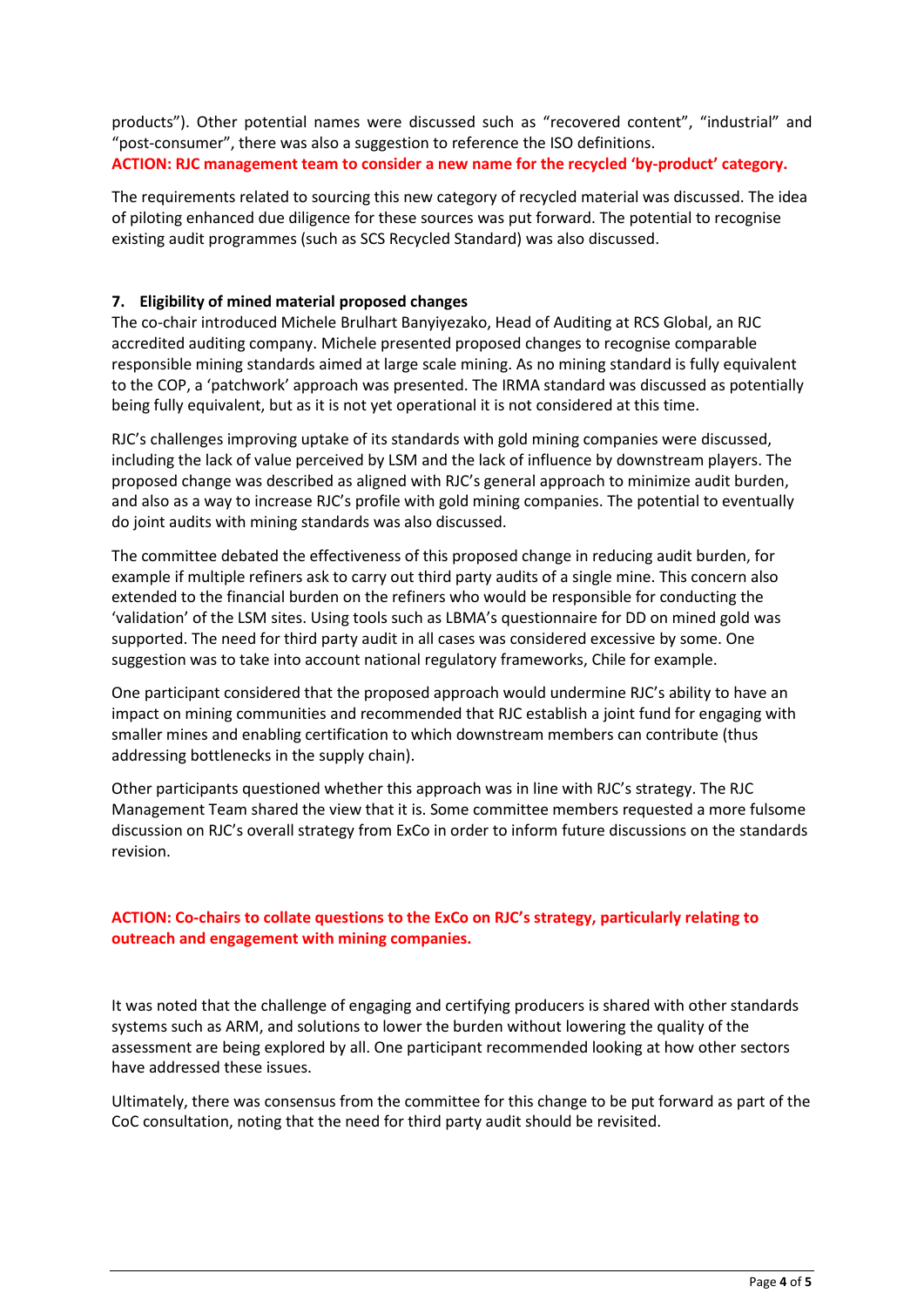products"). Other potential names were discussed such as "recovered content", "industrial" and "post-consumer", there was also a suggestion to reference the ISO definitions.

**ACTION: RJC management team to consider a new name for the recycled 'by-product' category.**

The requirements related to sourcing this new category of recycled material was discussed. The idea of piloting enhanced due diligence for these sources was put forward. The potential to recognise existing audit programmes (such as SCS Recycled Standard) was also discussed.

### 7. Eligibility of mined material proposed changes

The co-chair introduced Michele Brulhart Banyiyezako, Head of Auditing at RCS Global, an RJC accredited auditing company. Michele presented proposed changes to recognise comparable responsible mining standards aimed at large scale mining. As no mining standard is fully equivalent to the COP, a 'patchwork' approach was presented. The IRMA standard was discussed as potentially being fully equivalent, but as it is not yet operational it is not considered at this time.

RJC's challenges improving uptake of its standards with gold mining companies were discussed, including the lack of value perceived by LSM and the lack of influence by downstream players. The proposed change was described as aligned with RJC's general approach to minimize audit burden, and also as a way to increase RJC's profile with gold mining companies. The potential to eventually do joint audits with mining standards was also discussed.

The committee debated the effectiveness of this proposed change in reducing audit burden, for example if multiple refiners ask to carry out third party audits of a single mine. This concern also extended to the financial burden on the refiners who would be responsible for conducting the 'validation' of the LSM sites. Using tools such as LBMA's questionnaire for DD on mined gold was supported. The need for third party audit in all cases was considered excessive by some. One suggestion was to take into account national regulatory frameworks, Chile for example.

One participant considered that the proposed approach would undermine RJC's ability to have an impact on mining communities and recommended that RJC establish a joint fund for engaging with smaller mines and enabling certification to which downstream members can contribute (thus addressing bottlenecks in the supply chain).

Other participants questioned whether this approach was in line with RJC's strategy. The RJC Management Team shared the view that it is. Some committee members requested a more fulsome discussion on RJC's overall strategy from ExCo in order to inform future discussions on the standards revision.

**ACTION: Co-chairs to collate questions to the ExCo on RJC's strategy, particularly relating to outreach and engagement with mining companies.**

It was noted that the challenge of engaging and certifying producers is shared with other standards systems such as ARM, and solutions to lower the burden without lowering the quality of the assessment are being explored by all. One participant recommended looking at how other sectors have addressed these issues.

Ultimately, there was consensus from the committee for this change to be put forward as part of the CoC consultation, noting that the need for third party audit should be revisited.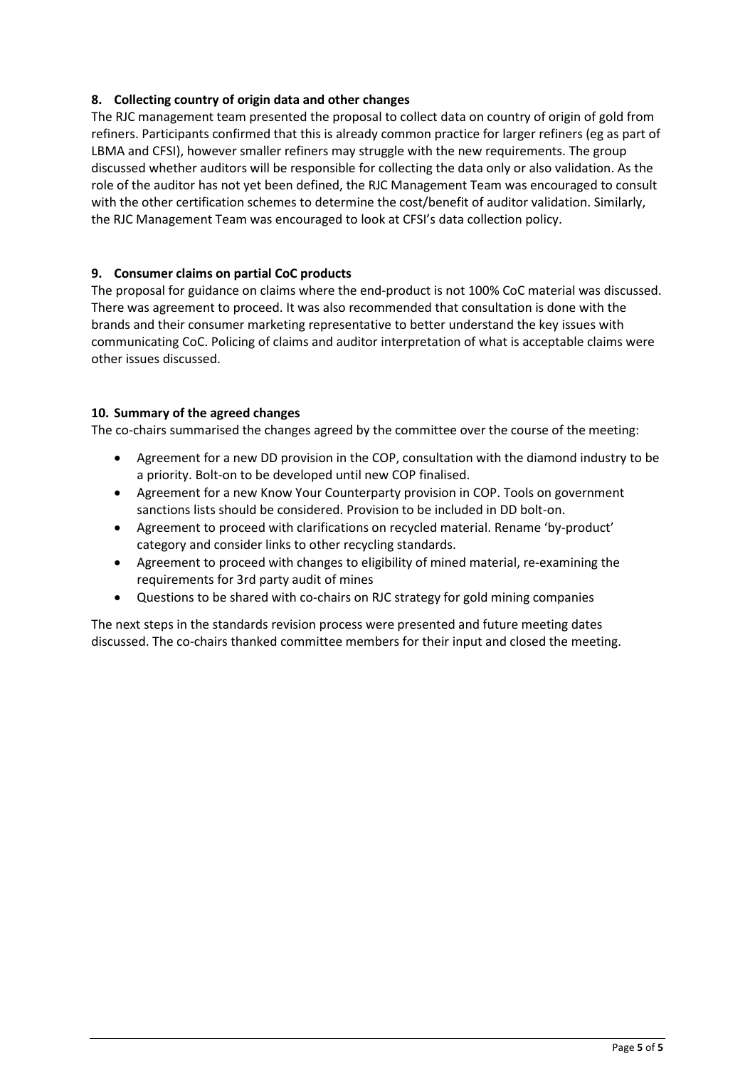## 8. Collecting country of origin data and other changes

The RJC management team presented the proposal to collect data on country of origin of gold from refiners. Participants confirmed that this is already common practice for larger refiners (eg as part of LBMA and CFSI), however smaller refiners may struggle with the new requirements. The group discussed whether auditors will be responsible for collecting the data only or also validation. As the role of the auditor has not yet been defined, the RJC Management Team was encouraged to consult with the other certification schemes to determine the cost/benefit of auditor validation. Similarly, the RJC Management Team was encouraged to look at CFSI's data collection policy.

## 9. Consumer claims on partial CoC products

The proposal for guidance on claims where the end-product is not 100% CoC material was discussed. There was agreement to proceed. It was also recommended that consultation is done with the brands and their consumer marketing representative to better understand the key issues with communicating CoC. Policing of claims and auditor interpretation of what is acceptable claims were other issues discussed.

## 10. Summary of the agreed changes

The co-chairs summarised the changes agreed by the committee over the course of the meeting:

- Agreement for a new DD provision in the COP, consultation with the diamond industry to be a priority. Bolt-on to be developed until new COP finalised.
- Agreement for a new Know Your Counterparty provision in COP. Tools on government sanctions lists should be considered. Provision to be included in DD bolt-on.
- Agreement to proceed with clarifications on recycled material. Rename 'by-product' category and consider links to other recycling standards.
- Agreement to proceed with changes to eligibility of mined material, re-examining the requirements for 3rd party audit of mines
- Questions to be shared with co-chairs on RJC strategy for gold mining companies

The next steps in the standards revision process were presented and future meeting dates discussed. The co-chairs thanked committee members for their input and closed the meeting.